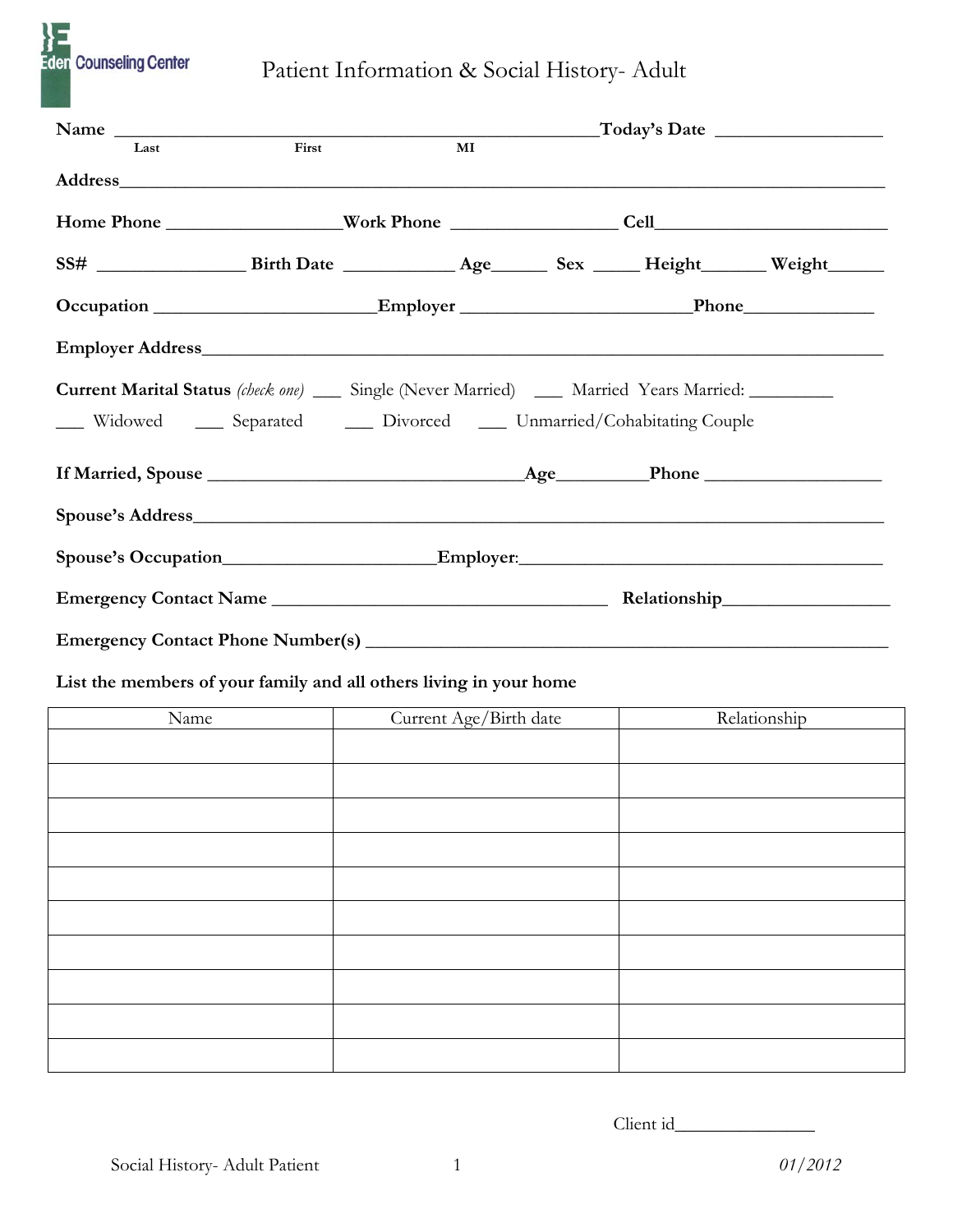Eden Counseling Center

# Patient Information & Social History- Adult

**Name** ____________________________________________________**Today's Date** _________________
Last First MI

**Address**__________________________________________________________________________________

**Home Phone** __________________**Work Phone** _________________ **Cell**________________________

**SS#** _______________ **Birth Date** ___________ **Age**______ **Sex** _____ **Height**_______ **Weight**______

**Occupation** _______________________**Employer** _______________________**Phone**_____________

**Employer Address**_________________________________________________________________________

**Current Marital Status** *(check one)* ___ Single (Never Married) ___ Married Years Married: _________

___ Widowed ___ Separated ___ Divorced ___ Unmarried/Cohabitating Couple

**If Married, Spouse** _________________________________**Age**_________**Phone** __________________

**Spouse's Address**__________________________________________________________________________

**Spouse's Occupation**______________________**Employer**:_______________________________________

**Emergency Contact Name** ____________________________________ **Relationship**_________________

**Emergency Contact Phone Number(s)** _________________________________________________________

**List the members of your family and all others living in your home**

| Name | Current Age/Birth date | Relationship |
|---|---|---|
| | | |
| | | |
| | | |
| | | |
| | | |
| | | |
| | | |
| | | |
| | | |
| | | |

Client id_______________

Social History- Adult Patient 01/2012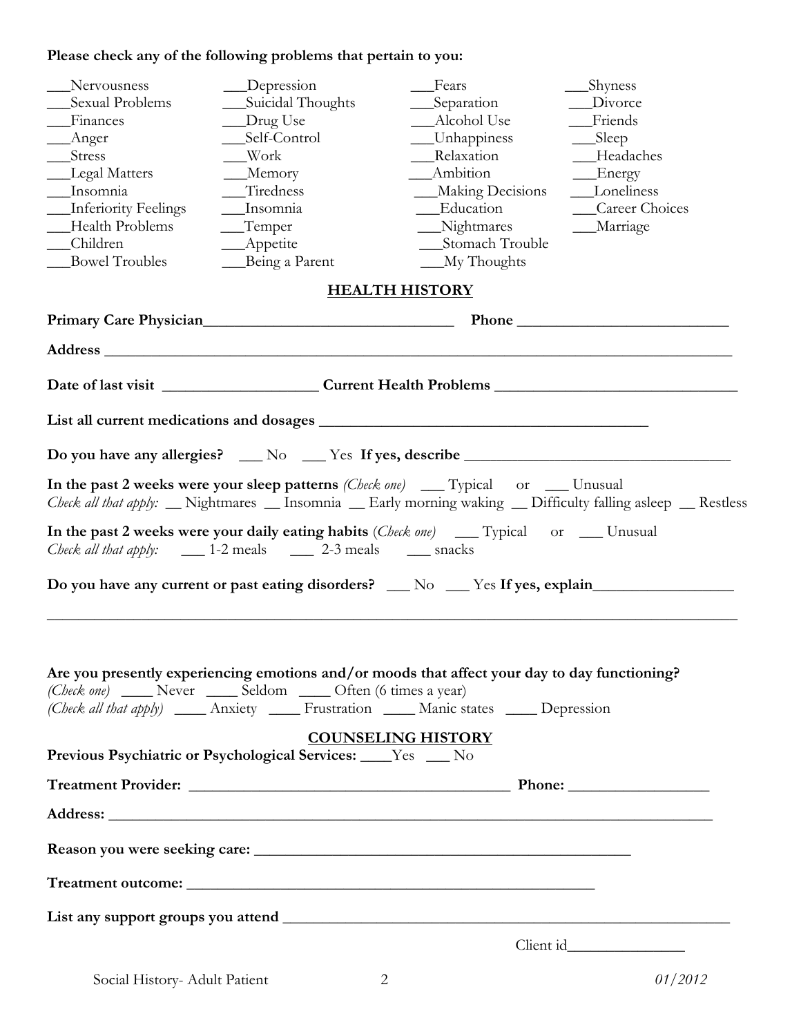**Please check any of the following problems that pertain to you:**

| | | | |
|---|---|---|---|
| ___Nervousness | ___Depression | ___Fears | ___Shyness |
| ___Sexual Problems | ___Suicidal Thoughts | ___Separation | ___Divorce |
| ___Finances | ___Drug Use | ___Alcohol Use | ___Friends |
| ___Anger | ___Self-Control | ___Unhappiness | ___Sleep |
| ___Stress | ___Work | ___Relaxation | ___Headaches |
| ___Legal Matters | ___Memory | ___Ambition | ___Energy |
| ___Insomnia | ___Tiredness | ___Making Decisions | ___Loneliness |
| ___Inferiority Feelings | ___Insomnia | ___Education | ___Career Choices |
| ___Health Problems | ___Temper | ___Nightmares | ___Marriage |
| ___Children | ___Appetite | ___Stomach Trouble | |
| ___Bowel Troubles | ___Being a Parent | ___My Thoughts | |

## HEALTH HISTORY

**Primary Care Physician**________________________________ **Phone** __________________________

**Address** ________________________________________________________________________________

**Date of last visit** ___________________ **Current Health Problems** _____________________________

**List all current medications and dosages** __________________________________________

**Do you have any allergies?** ___ No ___ Yes **If yes, describe** ___________________________________

**In the past 2 weeks were your sleep patterns** *(Check one)* ___ Typical or ___ Unusual
*Check all that apply:* __ Nightmares __ Insomnia __ Early morning waking __ Difficulty falling asleep __ Restless

**In the past 2 weeks were your daily eating habits** (*Check one)* ___ Typical or ___ Unusual
*Check all that apply:* ___ 1-2 meals ___ 2-3 meals ___ snacks

**Do you have any current or past eating disorders?** ___ No ___ Yes **If yes, explain**_________________

_____________________________________________________________________________________

**Are you presently experiencing emotions and/or moods that affect your day to day functioning?**
*(Check one)* ____ Never ____ Seldom ____ Often (6 times a year)
*(Check all that apply)* ____ Anxiety ____ Frustration ____ Manic states ____ Depression

## COUNSELING HISTORY

**Previous Psychiatric or Psychological Services:** ____Yes ___ No

**Treatment Provider:** ________________________________________ **Phone:** _________________

**Address:** ______________________________________________________________________________

**Reason you were seeking care:** ________________________________________________

**Treatment outcome:** ______________________________________________________

**List any support groups you attend** ______________________________________________________

Client id_______________

Social History- Adult Patient *01/2012*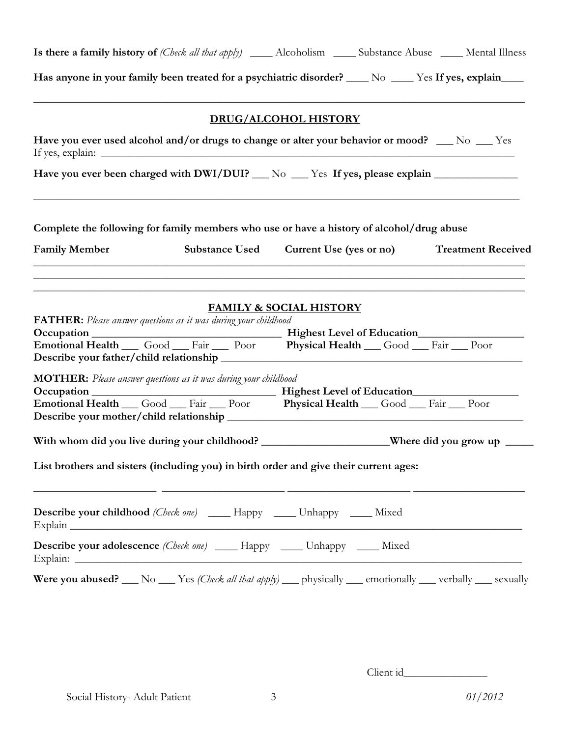**Is there a family history of** *(Check all that apply)* ____ Alcoholism ____ Substance Abuse ____ Mental Illness

**Has anyone in your family been treated for a psychiatric disorder?** ____ No ____ Yes **If yes, explain**____

________________________________________________________________________________________

## DRUG/ALCOHOL HISTORY

**Have you ever used alcohol and/or drugs to change or alter your behavior or mood?** ___ No ___ Yes
If yes, explain: ______________________________________________________________________________

**Have you ever been charged with DWI/DUI?** ___ No ___ Yes **If yes, please explain** _______________

________________________________________________________________________________________

**Complete the following for family members who use or have a history of alcohol/drug abuse**

| Family Member | Substance Used | Current Use (yes or no) | Treatment Received |
|---|---|---|---|
| | | | |
| | | | |
| | | | |

## FAMILY & SOCIAL HISTORY

**FATHER:** *Please answer questions as it was during your childhood*

**Occupation** ________________________________ **Highest Level of Education**___________________

**Emotional Health** ___ Good ___ Fair ___ Poor **Physical Health** ___ Good ___ Fair ___ Poor

**Describe your father/child relationship** ____________________________________________________

**MOTHER:** *Please answer questions as it was during your childhood*

**Occupation** ________________________________ **Highest Level of Education**___________________

**Emotional Health** ___ Good ___ Fair ___ Poor **Physical Health** ___ Good ___ Fair ___ Poor

**Describe your mother/child relationship** ____________________________________________________

**With whom did you live during your childhood?** _______________________**Where did you grow up** _____

**List brothers and sisters (including you) in birth order and give their current ages:**

______________________ ______________________ ______________________ ____________________

**Describe your childhood** *(Check one)* ____ Happy ____ Unhappy ____ Mixed
Explain ________________________________________________________________________________

**Describe your adolescence** *(Check one)* ____ Happy ____ Unhappy ____ Mixed
Explain: _______________________________________________________________________________

**Were you abused?** ___ No ___ Yes *(Check all that apply)* ___ physically ___ emotionally ___ verbally ___ sexually

Client id_______________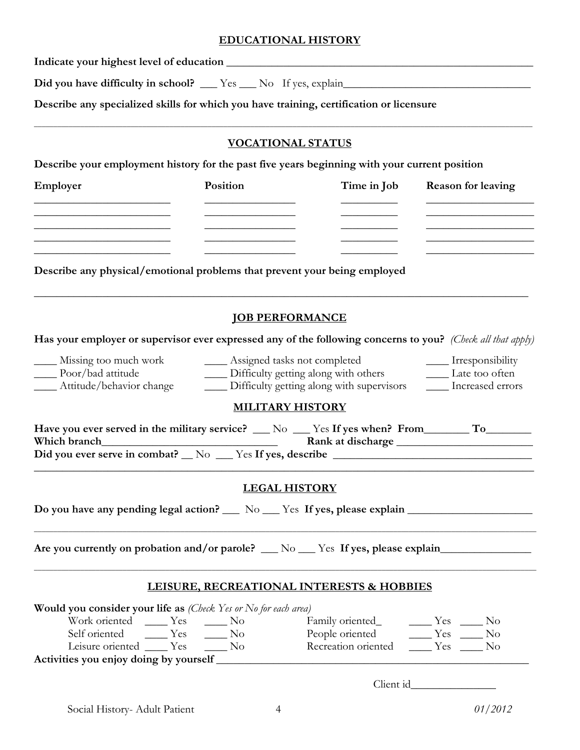## EDUCATIONAL HISTORY

**Indicate your highest level of education** ______________________________________________

**Did you have difficulty in school?** ___ Yes ___ No If yes, explain______________________________

**Describe any specialized skills for which you have training, certification or licensure**

______________________________________________________________________________

## VOCATIONAL STATUS

**Describe your employment history for the past five years beginning with your current position**

| Employer | Position | Time in Job | Reason for leaving |
|---|---|---|---|
| | | | |
| | | | |
| | | | |
| | | | |
| | | | |

**Describe any physical/emotional problems that prevent your being employed**

______________________________________________________________________________

## JOB PERFORMANCE

**Has your employer or supervisor ever expressed any of the following concerns to you?** *(Check all that apply)*

____ Missing too much work ____ Assigned tasks not completed ____ Irresponsibility
____ Poor/bad attitude ____ Difficulty getting along with others ____ Late too often
____ Attitude/behavior change ____ Difficulty getting along with supervisors ____ Increased errors

## MILITARY HISTORY

**Have you ever served in the military service?** ___ No ___ Yes **If yes when? From**________ **To**________
**Which branch**______________________________ **Rank at discharge** ________________________
**Did you ever serve in combat?** __ No ___ Yes **If yes, describe** __________________________________
______________________________________________________________________________

## LEGAL HISTORY

**Do you have any pending legal action?** ___ No ___ Yes **If yes, please explain** _____________________

______________________________________________________________________________

**Are you currently on probation and/or parole?** ___ No ___ Yes **If yes, please explain**_______________

______________________________________________________________________________

## LEISURE, RECREATIONAL INTERESTS & HOBBIES

**Would you consider your life as** *(Check Yes or No for each area)*

Work oriented ____ Yes ____ No Family oriented_ ____ Yes ____ No
Self oriented ____ Yes ____ No People oriented ____ Yes ____ No
Leisure oriented ____ Yes ____ No Recreation oriented ____ Yes ____ No

**Activities you enjoy doing by yourself** ______________________________________________

Client id_______________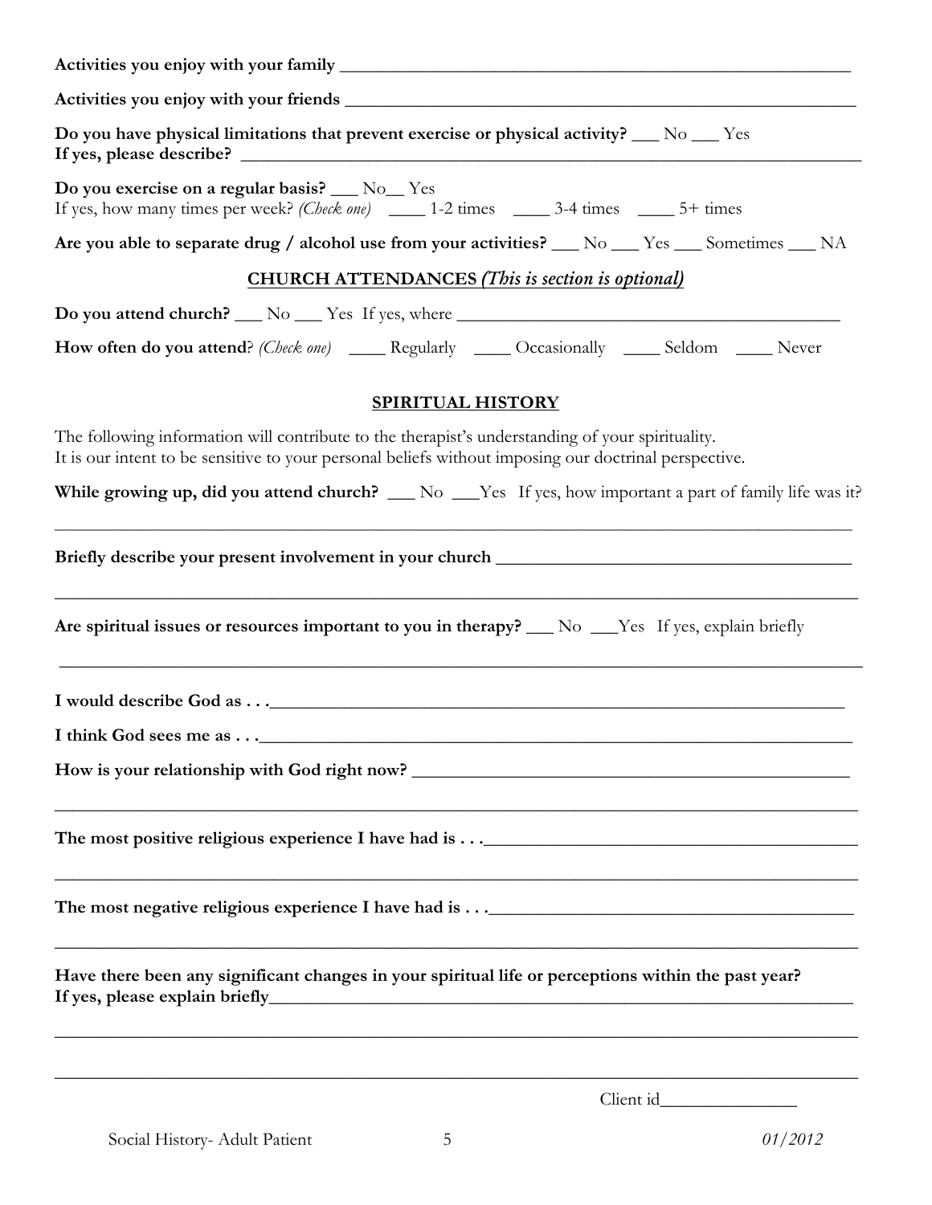**Activities you enjoy with your family** ________________________________________________

**Activities you enjoy with your friends** ________________________________________________

**Do you have physical limitations that prevent exercise or physical activity?** ___ No ___ Yes
**If yes, please describe?** ________________________________________________

**Do you exercise on a regular basis?** ___ No___ Yes
If yes, how many times per week? *(Check one)* ____ 1-2 times ____ 3-4 times ____ 5+ times

**Are you able to separate drug / alcohol use from your activities?** ___ No ___ Yes ___ Sometimes ___ NA

## CHURCH ATTENDANCES *(This is section is optional)*

**Do you attend church?** ___ No ___ Yes If yes, where ________________________________________________

**How often do you attend**? *(Check one)* ____ Regularly ____ Occasionally ____ Seldom ____ Never

## SPIRITUAL HISTORY

The following information will contribute to the therapist's understanding of your spirituality.
It is our intent to be sensitive to your personal beliefs without imposing our doctrinal perspective.

**While growing up, did you attend church?** ___ No ___Yes If yes, how important a part of family life was it?

________________________________________________

**Briefly describe your present involvement in your church** ________________________________________________

________________________________________________

**Are spiritual issues or resources important to you in therapy?** ___ No ___Yes If yes, explain briefly

________________________________________________

**I would describe God as . . .**________________________________________________

**I think God sees me as . . .**________________________________________________

**How is your relationship with God right now?** ________________________________________________

________________________________________________

**The most positive religious experience I have had is . . .**________________________________________________

________________________________________________

**The most negative religious experience I have had is . . .**________________________________________________

________________________________________________

**Have there been any significant changes in your spiritual life or perceptions within the past year?**
**If yes, please explain briefly**________________________________________________

________________________________________________

________________________________________________

Client id_______________